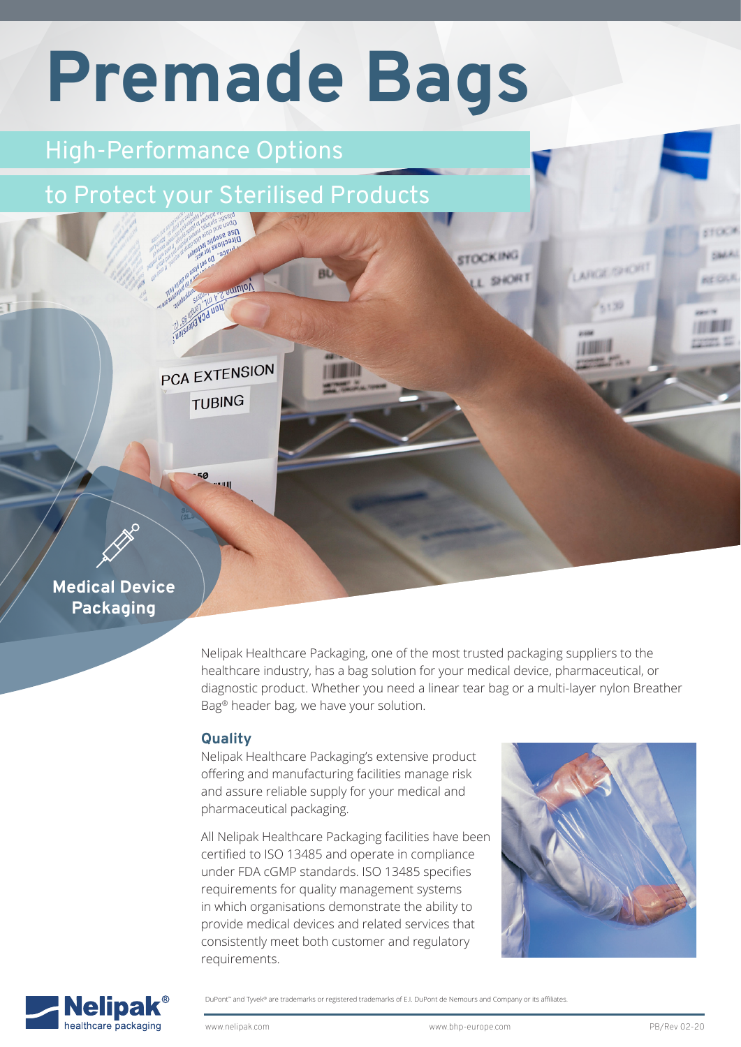# Premade Bags

## High-Performance Options to Protect your Sterilised Products

**Medical Device Packaging**

Nelipak Healthcare Packaging, one of the most trusted packaging suppliers to the healthcare industry, has a bag solution for your medical device, pharmaceutical, or diagnostic product. Whether you need a linear tear bag or a multi-layer nylon Breather Bag® header bag, we have your solution.

### Quality

Nelipak Healthcare Packaging's extensive product offering and manufacturing facilities manage risk and assure reliable supply for your medical and pharmaceutical packaging.

All Nelipak Healthcare Packaging facilities have been certified to ISO 13485 and operate in compliance under FDA cGMP standards. ISO 13485 specifies requirements for quality management systems in which organisations demonstrate the ability to provide medical devices and related services that consistently meet both customer and regulatory requirements.

DuPont™ and Tyvek® are trademarks or registered trademarks of E.I. DuPont de Nemours and Company or its affiliates.

www.nelipak.com www.bhp-europe.com PB/Rev 02-20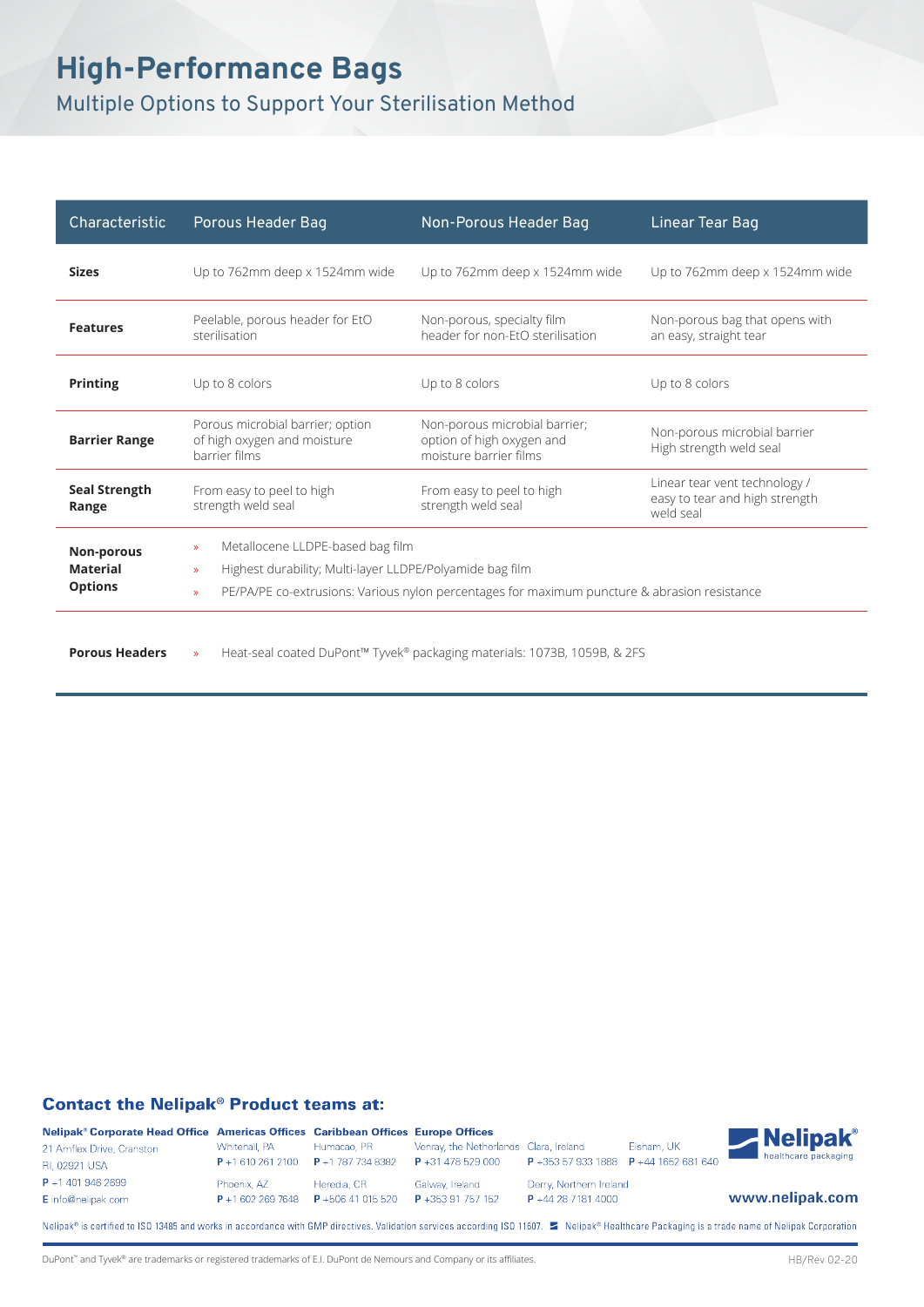# High-Performance Bags

## Multiple Options to Support Your Sterilisation Method

| Characteristic | Porous Header Bag | Non-Porous Header Bag | Linear Tear Bag |
|---|---|---|---|
| **Sizes** | Up to 762mm deep x 1524mm wide | Up to 762mm deep x 1524mm wide | Up to 762mm deep x 1524mm wide |
| **Features** | Peelable, porous header for EtO sterilisation | Non-porous, specialty film header for non-EtO sterilisation | Non-porous bag that opens with an easy, straight tear |
| **Printing** | Up to 8 colors | Up to 8 colors | Up to 8 colors |
| **Barrier Range** | Porous microbial barrier; option of high oxygen and moisture barrier films | Non-porous microbial barrier; option of high oxygen and moisture barrier films | Non-porous microbial barrier High strength weld seal |
| **Seal Strength Range** | From easy to peel to high strength weld seal | From easy to peel to high strength weld seal | Linear tear vent technology / easy to tear and high strength weld seal |
| **Non-porous Material Options** | » Metallocene LLDPE-based bag film<br>» Highest durability; Multi-layer LLDPE/Polyamide bag film<br>» PE/PA/PE co-extrusions: Various nylon percentages for maximum puncture & abrasion resistance | | |
| **Porous Headers** | » Heat-seal coated DuPont™ Tyvek® packaging materials: 1073B, 1059B, & 2FS | | |

## Contact the Nelipak® Product teams at:

**Nelipak® Corporate Head Office**
21 Amflex Drive, Cranston
RI, 02921 USA
P +1 401 946 2699
E info@nelipak.com

**Americas Offices**
Whitehall, PA
P +1 610 261 2100
Phoenix, AZ
P +1 602 269 7648

**Caribbean Offices**
Humacao, PR
P +1 787 734 8382
Heredia, CR
P +506 41 015 520

**Europe Offices**
Venray, the Netherlands
P +31 478 529 000
Galway, Ireland
P +353 91 757 152
Clara, Ireland
P +353 57 933 1888
Derry, Northern Ireland
P +44 28 7181 4000
Elsham, UK
P +44 1652 681 640

Nelipak® healthcare packaging

www.nelipak.com

Nelipak® is certified to ISO 13485 and works in accordance with GMP directives. Validation services according ISO 11607. Nelipak® Healthcare Packaging is a trade name of Nelipak Corporation

DuPont™ and Tyvek® are trademarks or registered trademarks of E.I. DuPont de Nemours and Company or its affiliates.

HB/Rev 02-20